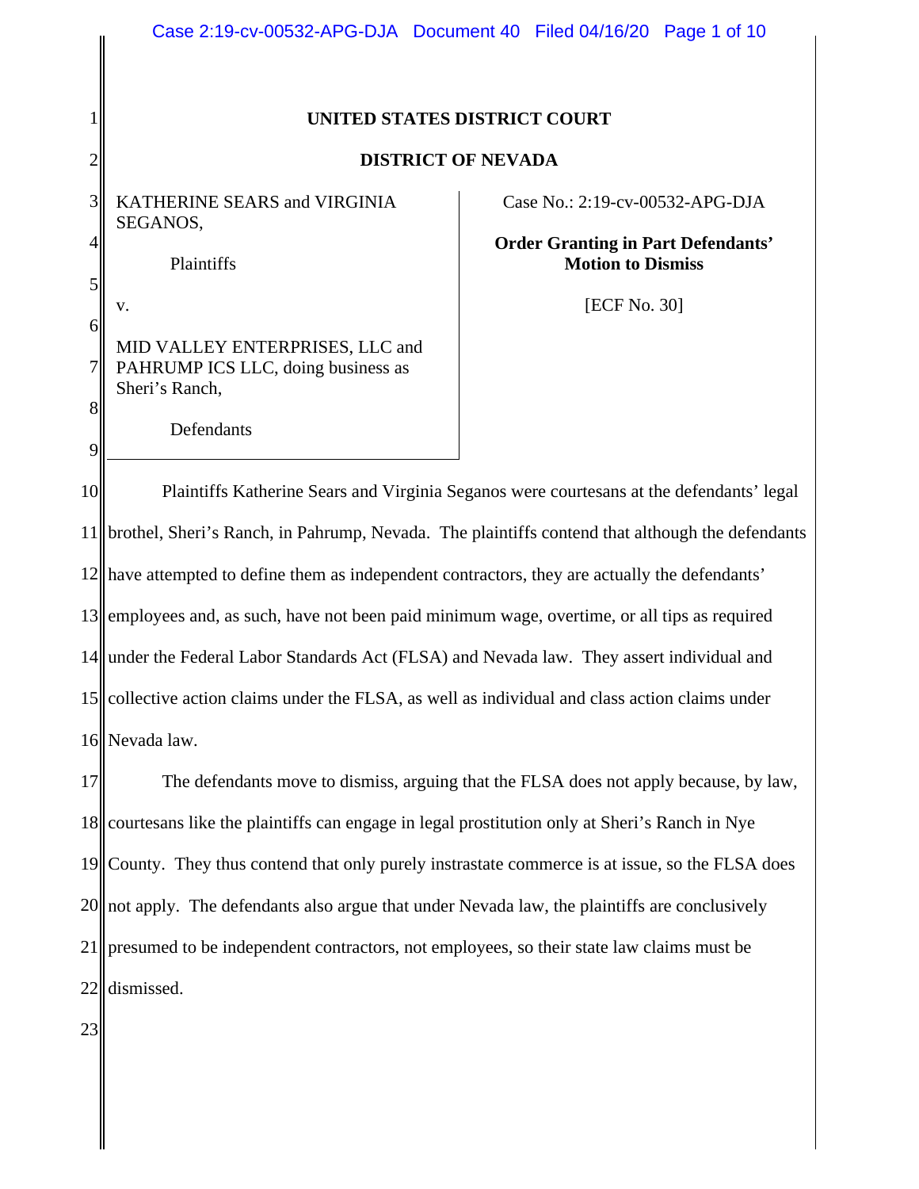# UNITED STATES DISTRICT COURT

## DISTRICT OF NEVADA

KATHERINE SEARS and VIRGINIA SEGANOS,

Plaintiffs

v.

MID VALLEY ENTERPRISES, LLC and PAHRUMP ICS LLC, doing business as Sheri's Ranch,

Defendants

Case No.: 2:19-cv-00532-APG-DJA

**Order Granting in Part Defendants' Motion to Dismiss**

[ECF No. 30]

---

Plaintiffs Katherine Sears and Virginia Seganos were courtesans at the defendants' legal brothel, Sheri's Ranch, in Pahrump, Nevada. The plaintiffs contend that although the defendants have attempted to define them as independent contractors, they are actually the defendants' employees and, as such, have not been paid minimum wage, overtime, or all tips as required under the Federal Labor Standards Act (FLSA) and Nevada law. They assert individual and collective action claims under the FLSA, as well as individual and class action claims under Nevada law.

The defendants move to dismiss, arguing that the FLSA does not apply because, by law, courtesans like the plaintiffs can engage in legal prostitution only at Sheri's Ranch in Nye County. They thus contend that only purely instrastate commerce is at issue, so the FLSA does not apply. The defendants also argue that under Nevada law, the plaintiffs are conclusively presumed to be independent contractors, not employees, so their state law claims must be dismissed.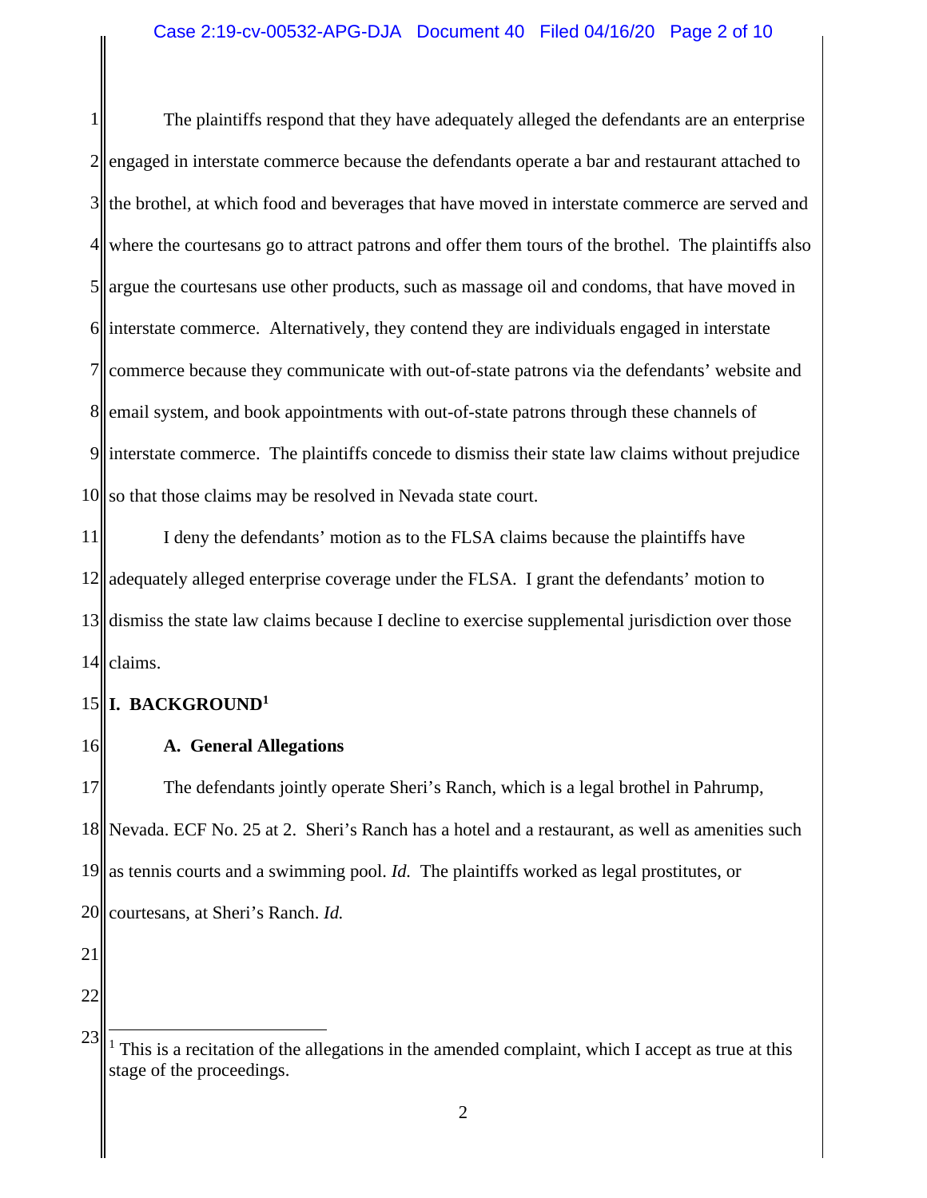The plaintiffs respond that they have adequately alleged the defendants are an enterprise engaged in interstate commerce because the defendants operate a bar and restaurant attached to the brothel, at which food and beverages that have moved in interstate commerce are served and where the courtesans go to attract patrons and offer them tours of the brothel. The plaintiffs also argue the courtesans use other products, such as massage oil and condoms, that have moved in interstate commerce. Alternatively, they contend they are individuals engaged in interstate commerce because they communicate with out-of-state patrons via the defendants' website and email system, and book appointments with out-of-state patrons through these channels of interstate commerce. The plaintiffs concede to dismiss their state law claims without prejudice so that those claims may be resolved in Nevada state court.

I deny the defendants' motion as to the FLSA claims because the plaintiffs have adequately alleged enterprise coverage under the FLSA. I grant the defendants' motion to dismiss the state law claims because I decline to exercise supplemental jurisdiction over those claims.

## I. BACKGROUND[1]

### A. General Allegations

The defendants jointly operate Sheri's Ranch, which is a legal brothel in Pahrump, Nevada. ECF No. 25 at 2. Sheri's Ranch has a hotel and a restaurant, as well as amenities such as tennis courts and a swimming pool. *Id.* The plaintiffs worked as legal prostitutes, or courtesans, at Sheri's Ranch. *Id.*

---

[1] This is a recitation of the allegations in the amended complaint, which I accept as true at this stage of the proceedings.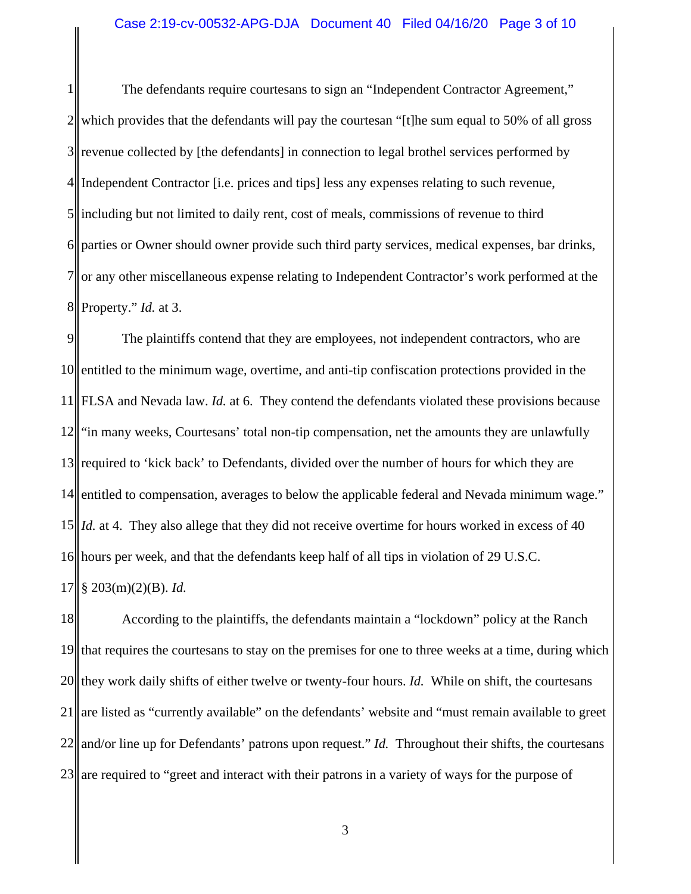The defendants require courtesans to sign an "Independent Contractor Agreement," which provides that the defendants will pay the courtesan "[t]he sum equal to 50% of all gross revenue collected by [the defendants] in connection to legal brothel services performed by Independent Contractor [i.e. prices and tips] less any expenses relating to such revenue, including but not limited to daily rent, cost of meals, commissions of revenue to third parties or Owner should owner provide such third party services, medical expenses, bar drinks, or any other miscellaneous expense relating to Independent Contractor's work performed at the Property." *Id.* at 3.

The plaintiffs contend that they are employees, not independent contractors, who are entitled to the minimum wage, overtime, and anti-tip confiscation protections provided in the FLSA and Nevada law. *Id.* at 6. They contend the defendants violated these provisions because "in many weeks, Courtesans' total non-tip compensation, net the amounts they are unlawfully required to 'kick back' to Defendants, divided over the number of hours for which they are entitled to compensation, averages to below the applicable federal and Nevada minimum wage." *Id.* at 4. They also allege that they did not receive overtime for hours worked in excess of 40 hours per week, and that the defendants keep half of all tips in violation of 29 U.S.C. § 203(m)(2)(B). *Id.*

According to the plaintiffs, the defendants maintain a "lockdown" policy at the Ranch that requires the courtesans to stay on the premises for one to three weeks at a time, during which they work daily shifts of either twelve or twenty-four hours. *Id.* While on shift, the courtesans are listed as "currently available" on the defendants' website and "must remain available to greet and/or line up for Defendants' patrons upon request." *Id.* Throughout their shifts, the courtesans are required to "greet and interact with their patrons in a variety of ways for the purpose of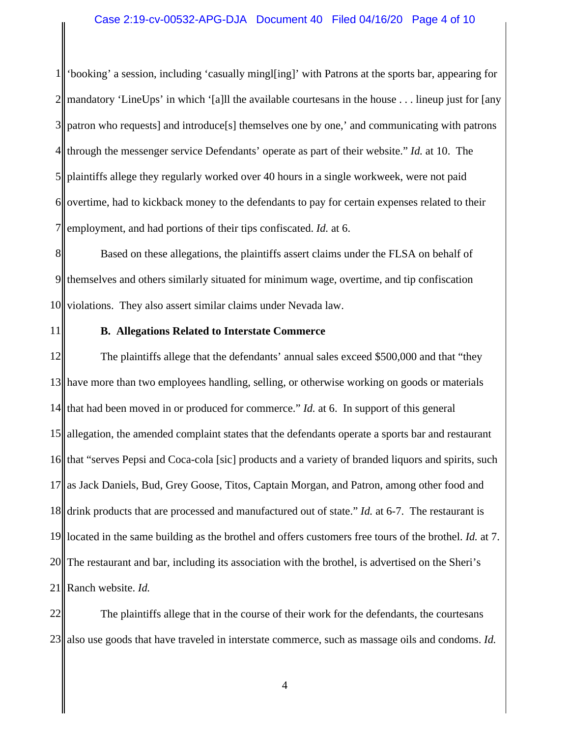'booking' a session, including 'casually mingl[ing]' with Patrons at the sports bar, appearing for mandatory 'LineUps' in which '[a]ll the available courtesans in the house . . . lineup just for [any patron who requests] and introduce[s] themselves one by one,' and communicating with patrons through the messenger service Defendants' operate as part of their website." *Id.* at 10. The plaintiffs allege they regularly worked over 40 hours in a single workweek, were not paid overtime, had to kickback money to the defendants to pay for certain expenses related to their employment, and had portions of their tips confiscated. *Id.* at 6.

Based on these allegations, the plaintiffs assert claims under the FLSA on behalf of themselves and others similarly situated for minimum wage, overtime, and tip confiscation violations. They also assert similar claims under Nevada law.

**B. Allegations Related to Interstate Commerce**

The plaintiffs allege that the defendants' annual sales exceed $500,000 and that "they have more than two employees handling, selling, or otherwise working on goods or materials that had been moved in or produced for commerce." *Id.* at 6. In support of this general allegation, the amended complaint states that the defendants operate a sports bar and restaurant that "serves Pepsi and Coca-cola [sic] products and a variety of branded liquors and spirits, such as Jack Daniels, Bud, Grey Goose, Titos, Captain Morgan, and Patron, among other food and drink products that are processed and manufactured out of state." *Id.* at 6-7. The restaurant is located in the same building as the brothel and offers customers free tours of the brothel. *Id.* at 7. The restaurant and bar, including its association with the brothel, is advertised on the Sheri's Ranch website. *Id.*

The plaintiffs allege that in the course of their work for the defendants, the courtesans also use goods that have traveled in interstate commerce, such as massage oils and condoms. *Id.*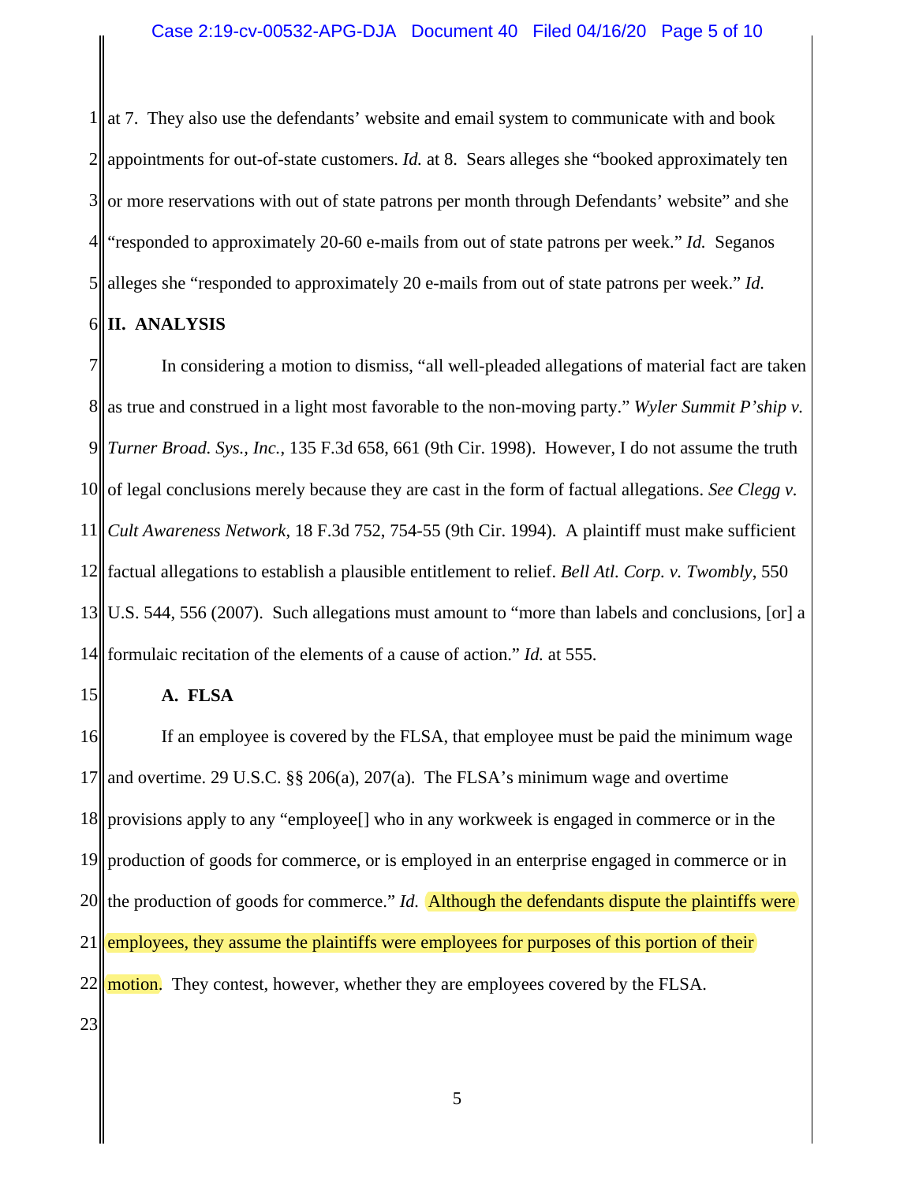at 7. They also use the defendants' website and email system to communicate with and book appointments for out-of-state customers. *Id.* at 8. Sears alleges she "booked approximately ten or more reservations with out of state patrons per month through Defendants' website" and she "responded to approximately 20-60 e-mails from out of state patrons per week." *Id.* Seganos alleges she "responded to approximately 20 e-mails from out of state patrons per week." *Id.*

## II. ANALYSIS

In considering a motion to dismiss, "all well-pleaded allegations of material fact are taken as true and construed in a light most favorable to the non-moving party." *Wyler Summit P'ship v. Turner Broad. Sys., Inc.*, 135 F.3d 658, 661 (9th Cir. 1998). However, I do not assume the truth of legal conclusions merely because they are cast in the form of factual allegations. *See Clegg v. Cult Awareness Network*, 18 F.3d 752, 754-55 (9th Cir. 1994). A plaintiff must make sufficient factual allegations to establish a plausible entitlement to relief. *Bell Atl. Corp. v. Twombly*, 550 U.S. 544, 556 (2007). Such allegations must amount to "more than labels and conclusions, [or] a formulaic recitation of the elements of a cause of action." *Id.* at 555.

### A. FLSA

If an employee is covered by the FLSA, that employee must be paid the minimum wage and overtime. 29 U.S.C. §§ 206(a), 207(a). The FLSA's minimum wage and overtime provisions apply to any "employee[] who in any workweek is engaged in commerce or in the production of goods for commerce, or is employed in an enterprise engaged in commerce or in the production of goods for commerce." *Id.* Although the defendants dispute the plaintiffs were employees, they assume the plaintiffs were employees for purposes of this portion of their motion. They contest, however, whether they are employees covered by the FLSA.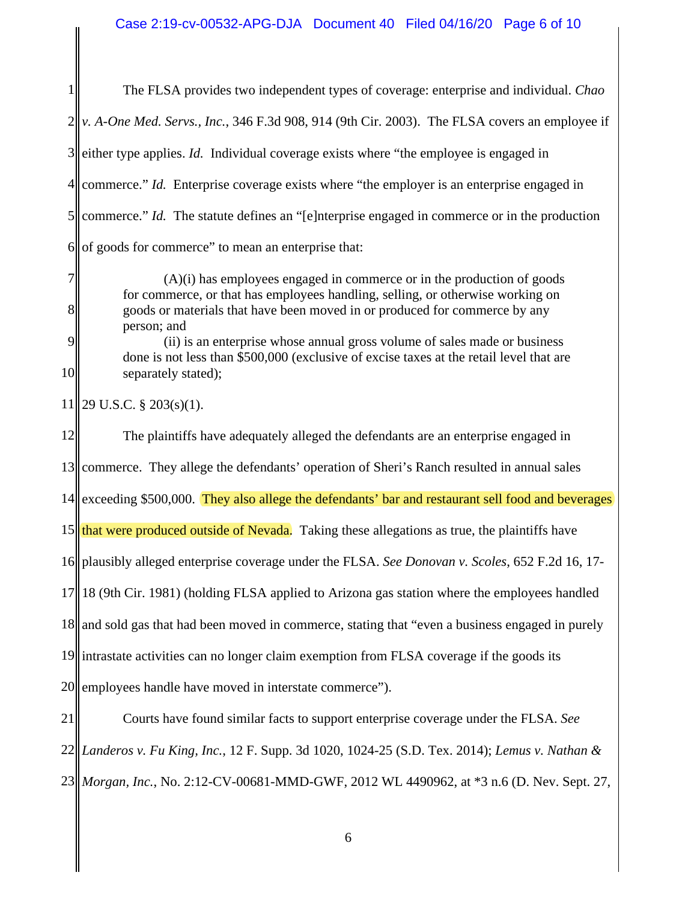The FLSA provides two independent types of coverage: enterprise and individual. *Chao v. A-One Med. Servs., Inc.*, 346 F.3d 908, 914 (9th Cir. 2003). The FLSA covers an employee if either type applies. *Id.* Individual coverage exists where "the employee is engaged in commerce." *Id.* Enterprise coverage exists where "the employer is an enterprise engaged in commerce." *Id.* The statute defines an "[e]nterprise engaged in commerce or in the production of goods for commerce" to mean an enterprise that:

> (A)(i) has employees engaged in commerce or in the production of goods for commerce, or that has employees handling, selling, or otherwise working on goods or materials that have been moved in or produced for commerce by any person; and
>
> (ii) is an enterprise whose annual gross volume of sales made or business done is not less than $500,000 (exclusive of excise taxes at the retail level that are separately stated);

29 U.S.C. § 203(s)(1).

The plaintiffs have adequately alleged the defendants are an enterprise engaged in commerce. They allege the defendants' operation of Sheri's Ranch resulted in annual sales exceeding $500,000. They also allege the defendants' bar and restaurant sell food and beverages that were produced outside of Nevada. Taking these allegations as true, the plaintiffs have plausibly alleged enterprise coverage under the FLSA. *See Donovan v. Scoles*, 652 F.2d 16, 17-18 (9th Cir. 1981) (holding FLSA applied to Arizona gas station where the employees handled and sold gas that had been moved in commerce, stating that "even a business engaged in purely intrastate activities can no longer claim exemption from FLSA coverage if the goods its employees handle have moved in interstate commerce").

Courts have found similar facts to support enterprise coverage under the FLSA. *See Landeros v. Fu King, Inc.*, 12 F. Supp. 3d 1020, 1024-25 (S.D. Tex. 2014); *Lemus v. Nathan & Morgan, Inc.*, No. 2:12-CV-00681-MMD-GWF, 2012 WL 4490962, at *3 n.6 (D. Nev. Sept. 27,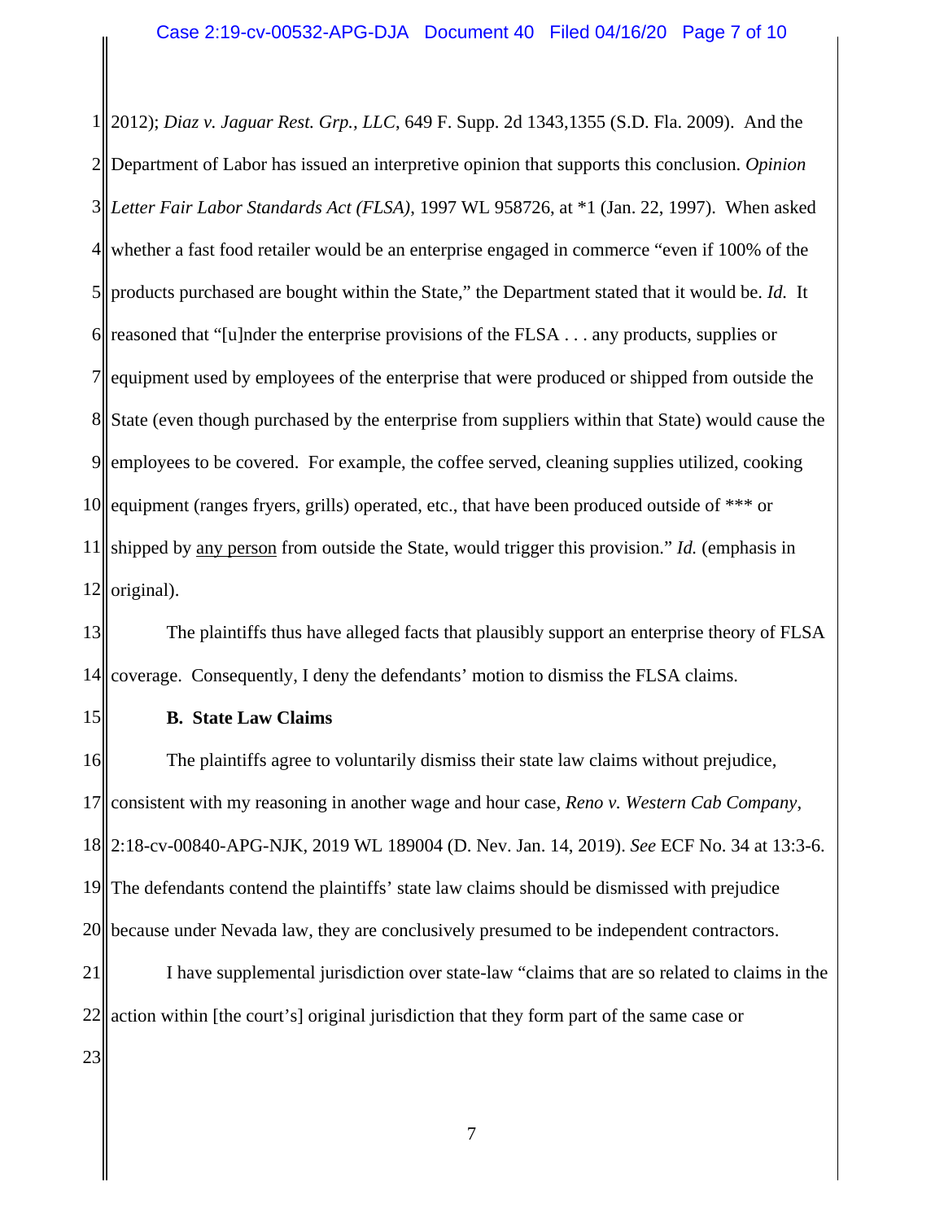2012); *Diaz v. Jaguar Rest. Grp., LLC*, 649 F. Supp. 2d 1343,1355 (S.D. Fla. 2009). And the Department of Labor has issued an interpretive opinion that supports this conclusion. *Opinion Letter Fair Labor Standards Act (FLSA)*, 1997 WL 958726, at *1 (Jan. 22, 1997). When asked whether a fast food retailer would be an enterprise engaged in commerce "even if 100% of the products purchased are bought within the State," the Department stated that it would be. *Id.* It reasoned that "[u]nder the enterprise provisions of the FLSA . . . any products, supplies or equipment used by employees of the enterprise that were produced or shipped from outside the State (even though purchased by the enterprise from suppliers within that State) would cause the employees to be covered. For example, the coffee served, cleaning supplies utilized, cooking equipment (ranges fryers, grills) operated, etc., that have been produced outside of *** or shipped by <u>any person</u> from outside the State, would trigger this provision." *Id.* (emphasis in original).

The plaintiffs thus have alleged facts that plausibly support an enterprise theory of FLSA coverage. Consequently, I deny the defendants' motion to dismiss the FLSA claims.

**B. State Law Claims**

The plaintiffs agree to voluntarily dismiss their state law claims without prejudice, consistent with my reasoning in another wage and hour case, *Reno v. Western Cab Company*, 2:18-cv-00840-APG-NJK, 2019 WL 189004 (D. Nev. Jan. 14, 2019). *See* ECF No. 34 at 13:3-6. The defendants contend the plaintiffs' state law claims should be dismissed with prejudice because under Nevada law, they are conclusively presumed to be independent contractors.

I have supplemental jurisdiction over state-law "claims that are so related to claims in the action within [the court's] original jurisdiction that they form part of the same case or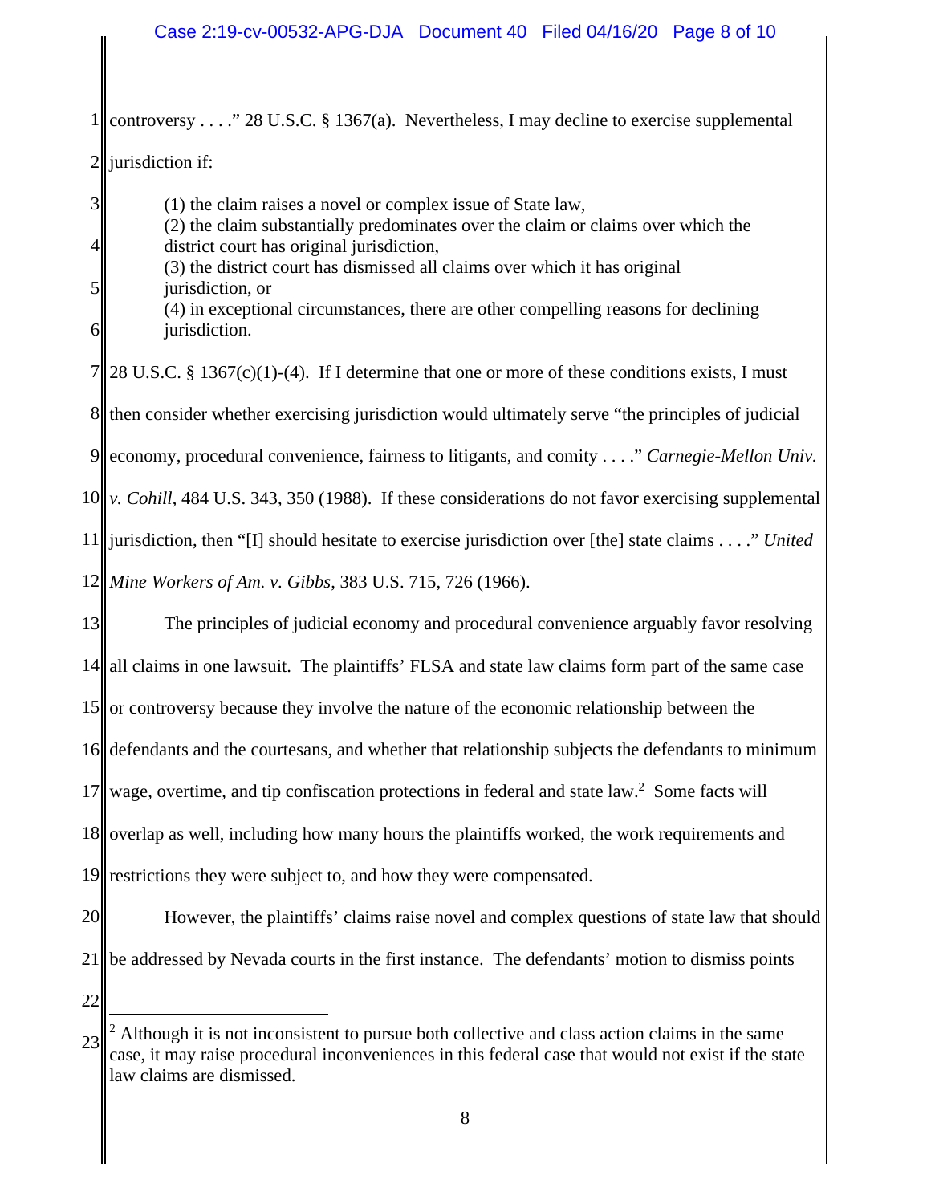controversy . . . ." 28 U.S.C. § 1367(a). Nevertheless, I may decline to exercise supplemental jurisdiction if:

> (1) the claim raises a novel or complex issue of State law,
> (2) the claim substantially predominates over the claim or claims over which the district court has original jurisdiction,
> (3) the district court has dismissed all claims over which it has original jurisdiction, or
> (4) in exceptional circumstances, there are other compelling reasons for declining jurisdiction.

28 U.S.C. § 1367(c)(1)-(4). If I determine that one or more of these conditions exists, I must then consider whether exercising jurisdiction would ultimately serve "the principles of judicial economy, procedural convenience, fairness to litigants, and comity . . . ." *Carnegie-Mellon Univ. v. Cohill*, 484 U.S. 343, 350 (1988). If these considerations do not favor exercising supplemental jurisdiction, then "[I] should hesitate to exercise jurisdiction over [the] state claims . . . ." *United Mine Workers of Am. v. Gibbs*, 383 U.S. 715, 726 (1966).

The principles of judicial economy and procedural convenience arguably favor resolving all claims in one lawsuit. The plaintiffs' FLSA and state law claims form part of the same case or controversy because they involve the nature of the economic relationship between the defendants and the courtesans, and whether that relationship subjects the defendants to minimum wage, overtime, and tip confiscation protections in federal and state law.[2] Some facts will overlap as well, including how many hours the plaintiffs worked, the work requirements and restrictions they were subject to, and how they were compensated.

However, the plaintiffs' claims raise novel and complex questions of state law that should be addressed by Nevada courts in the first instance. The defendants' motion to dismiss points

---

[2] Although it is not inconsistent to pursue both collective and class action claims in the same case, it may raise procedural inconveniences in this federal case that would not exist if the state law claims are dismissed.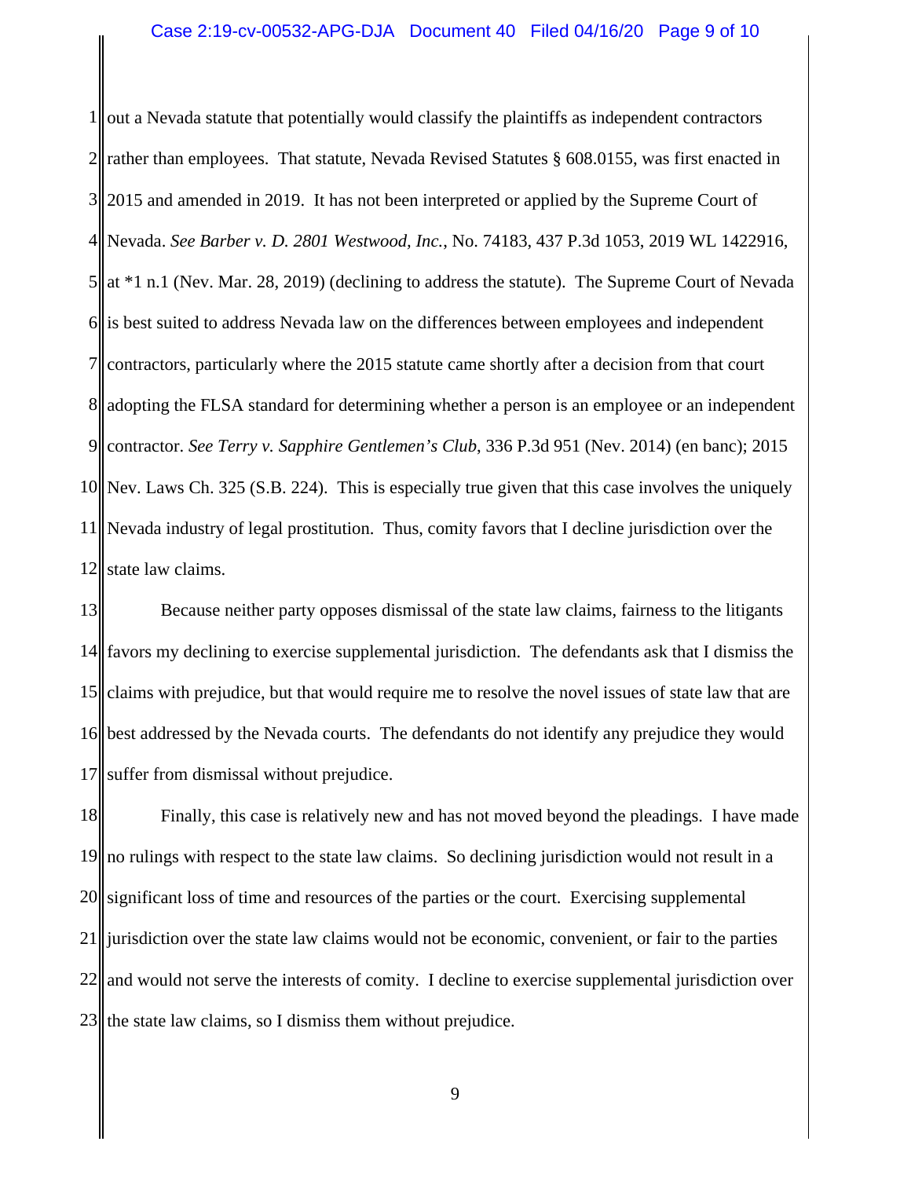out a Nevada statute that potentially would classify the plaintiffs as independent contractors rather than employees. That statute, Nevada Revised Statutes § 608.0155, was first enacted in 2015 and amended in 2019. It has not been interpreted or applied by the Supreme Court of Nevada. *See Barber v. D. 2801 Westwood, Inc.*, No. 74183, 437 P.3d 1053, 2019 WL 1422916, at *1 n.1 (Nev. Mar. 28, 2019) (declining to address the statute). The Supreme Court of Nevada is best suited to address Nevada law on the differences between employees and independent contractors, particularly where the 2015 statute came shortly after a decision from that court adopting the FLSA standard for determining whether a person is an employee or an independent contractor. *See Terry v. Sapphire Gentlemen's Club*, 336 P.3d 951 (Nev. 2014) (en banc); 2015 Nev. Laws Ch. 325 (S.B. 224). This is especially true given that this case involves the uniquely Nevada industry of legal prostitution. Thus, comity favors that I decline jurisdiction over the state law claims.

Because neither party opposes dismissal of the state law claims, fairness to the litigants favors my declining to exercise supplemental jurisdiction. The defendants ask that I dismiss the claims with prejudice, but that would require me to resolve the novel issues of state law that are best addressed by the Nevada courts. The defendants do not identify any prejudice they would suffer from dismissal without prejudice.

Finally, this case is relatively new and has not moved beyond the pleadings. I have made no rulings with respect to the state law claims. So declining jurisdiction would not result in a significant loss of time and resources of the parties or the court. Exercising supplemental jurisdiction over the state law claims would not be economic, convenient, or fair to the parties and would not serve the interests of comity. I decline to exercise supplemental jurisdiction over the state law claims, so I dismiss them without prejudice.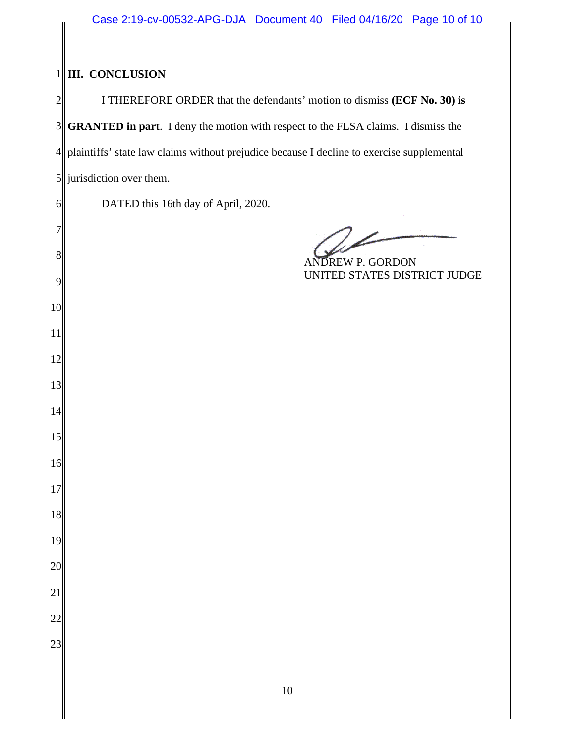## III. CONCLUSION

I THEREFORE ORDER that the defendants' motion to dismiss **(ECF No. 30) is GRANTED in part**. I deny the motion with respect to the FLSA claims. I dismiss the plaintiffs' state law claims without prejudice because I decline to exercise supplemental jurisdiction over them.

DATED this 16th day of April, 2020.

ANDREW P. GORDON
UNITED STATES DISTRICT JUDGE